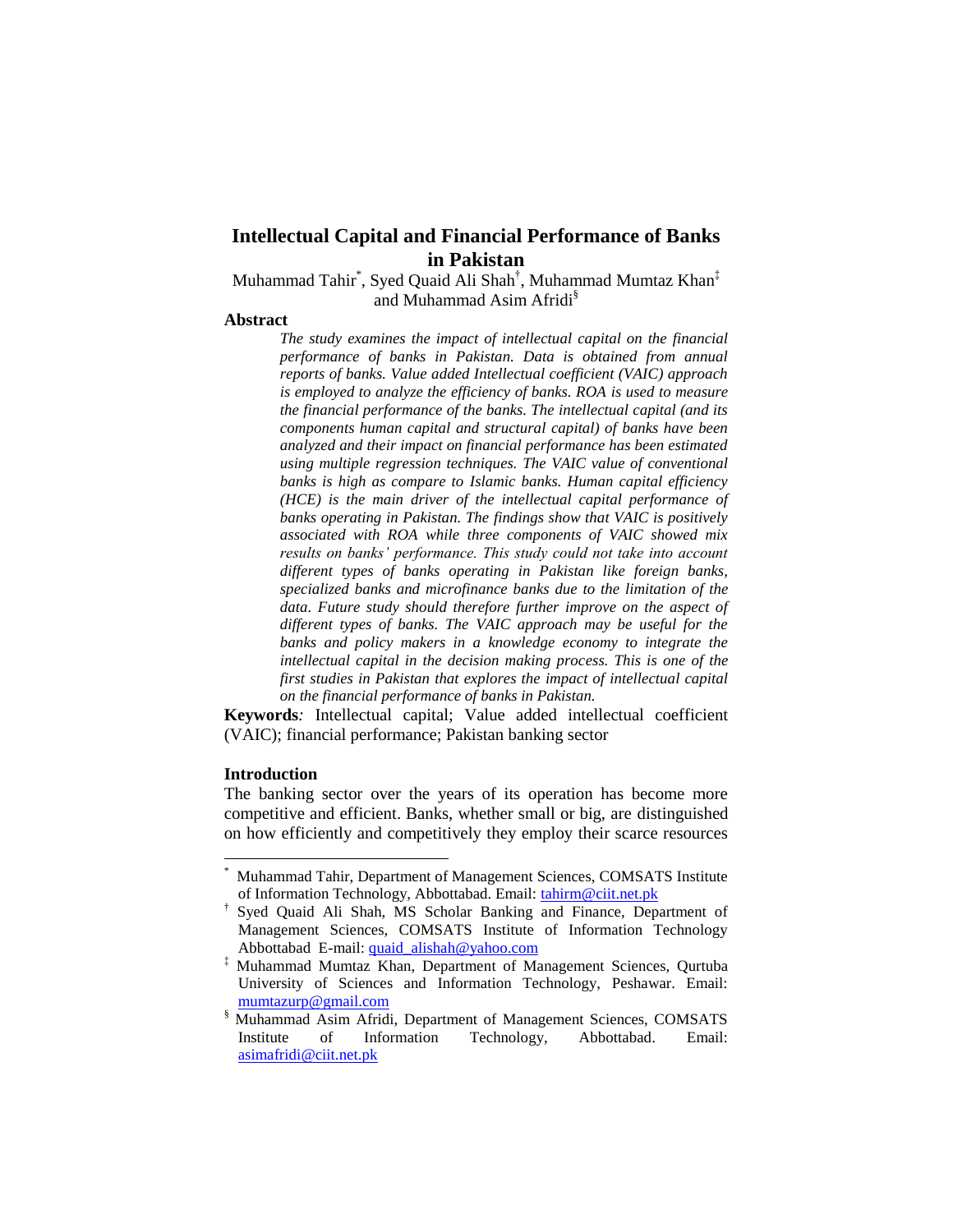# Intellectual Capital and Financial Performance of Banks in Pakistan

Muhammad Tahir[*], Syed Quaid Ali Shah[†], Muhammad Mumtaz Khan[‡] and Muhammad Asim Afridi[§]

## Abstract

*The study examines the impact of intellectual capital on the financial performance of banks in Pakistan. Data is obtained from annual reports of banks. Value added Intellectual coefficient (VAIC) approach is employed to analyze the efficiency of banks. ROA is used to measure the financial performance of the banks. The intellectual capital (and its components human capital and structural capital) of banks have been analyzed and their impact on financial performance has been estimated using multiple regression techniques. The VAIC value of conventional banks is high as compare to Islamic banks. Human capital efficiency (HCE) is the main driver of the intellectual capital performance of banks operating in Pakistan. The findings show that VAIC is positively associated with ROA while three components of VAIC showed mix results on banks' performance. This study could not take into account different types of banks operating in Pakistan like foreign banks, specialized banks and microfinance banks due to the limitation of the data. Future study should therefore further improve on the aspect of different types of banks. The VAIC approach may be useful for the banks and policy makers in a knowledge economy to integrate the intellectual capital in the decision making process. This is one of the first studies in Pakistan that explores the impact of intellectual capital on the financial performance of banks in Pakistan.*

**Keywords***:* Intellectual capital; Value added intellectual coefficient (VAIC); financial performance; Pakistan banking sector

## Introduction

The banking sector over the years of its operation has become more competitive and efficient. Banks, whether small or big, are distinguished on how efficiently and competitively they employ their scarce resources

---

[*] Muhammad Tahir, Department of Management Sciences, COMSATS Institute of Information Technology, Abbottabad. Email: tahirm@ciit.net.pk

[†] Syed Quaid Ali Shah, MS Scholar Banking and Finance, Department of Management Sciences, COMSATS Institute of Information Technology Abbottabad E-mail: quaid_alishah@yahoo.com

[‡] Muhammad Mumtaz Khan, Department of Management Sciences, Qurtuba University of Sciences and Information Technology, Peshawar. Email: mumtazurp@gmail.com

[§] Muhammad Asim Afridi, Department of Management Sciences, COMSATS Institute of Information Technology, Abbottabad. Email: asimafridi@ciit.net.pk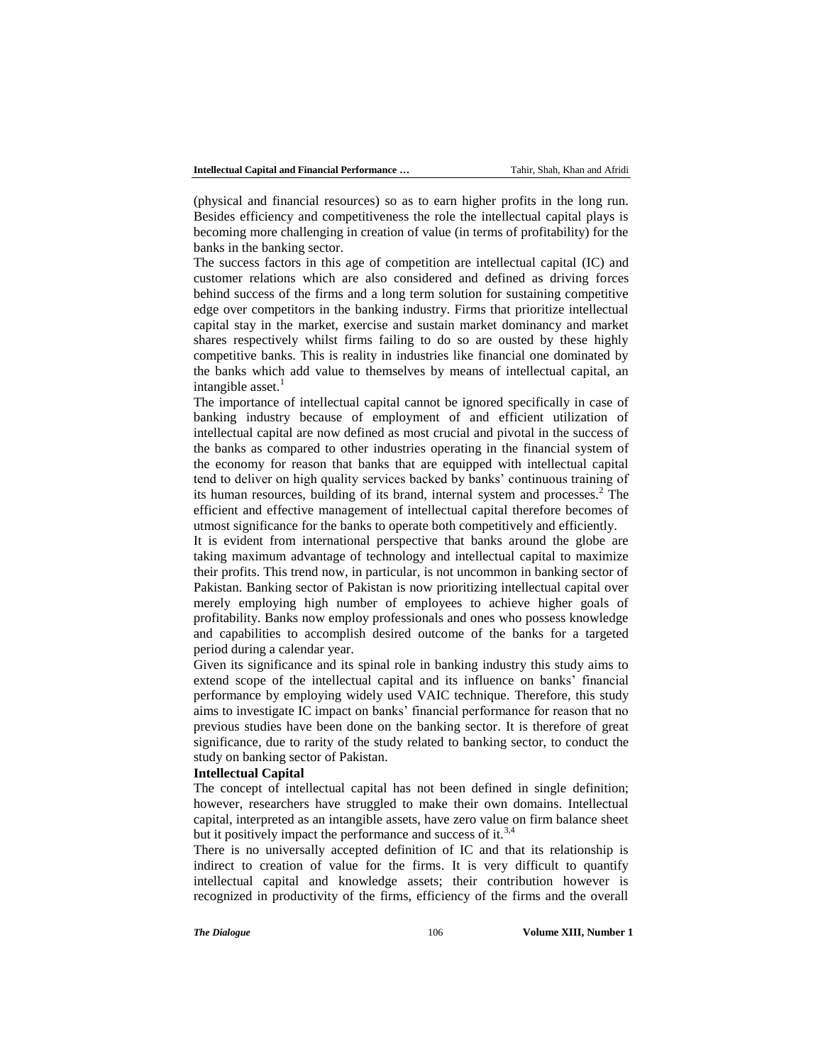(physical and financial resources) so as to earn higher profits in the long run. Besides efficiency and competitiveness the role the intellectual capital plays is becoming more challenging in creation of value (in terms of profitability) for the banks in the banking sector.

The success factors in this age of competition are intellectual capital (IC) and customer relations which are also considered and defined as driving forces behind success of the firms and a long term solution for sustaining competitive edge over competitors in the banking industry. Firms that prioritize intellectual capital stay in the market, exercise and sustain market dominancy and market shares respectively whilst firms failing to do so are ousted by these highly competitive banks. This is reality in industries like financial one dominated by the banks which add value to themselves by means of intellectual capital, an intangible asset.[1]

The importance of intellectual capital cannot be ignored specifically in case of banking industry because of employment of and efficient utilization of intellectual capital are now defined as most crucial and pivotal in the success of the banks as compared to other industries operating in the financial system of the economy for reason that banks that are equipped with intellectual capital tend to deliver on high quality services backed by banks' continuous training of its human resources, building of its brand, internal system and processes.[2] The efficient and effective management of intellectual capital therefore becomes of utmost significance for the banks to operate both competitively and efficiently.

It is evident from international perspective that banks around the globe are taking maximum advantage of technology and intellectual capital to maximize their profits. This trend now, in particular, is not uncommon in banking sector of Pakistan. Banking sector of Pakistan is now prioritizing intellectual capital over merely employing high number of employees to achieve higher goals of profitability. Banks now employ professionals and ones who possess knowledge and capabilities to accomplish desired outcome of the banks for a targeted period during a calendar year.

Given its significance and its spinal role in banking industry this study aims to extend scope of the intellectual capital and its influence on banks' financial performance by employing widely used VAIC technique. Therefore, this study aims to investigate IC impact on banks' financial performance for reason that no previous studies have been done on the banking sector. It is therefore of great significance, due to rarity of the study related to banking sector, to conduct the study on banking sector of Pakistan.

**Intellectual Capital**

The concept of intellectual capital has not been defined in single definition; however, researchers have struggled to make their own domains. Intellectual capital, interpreted as an intangible assets, have zero value on firm balance sheet but it positively impact the performance and success of it.[3,4]

There is no universally accepted definition of IC and that its relationship is indirect to creation of value for the firms. It is very difficult to quantify intellectual capital and knowledge assets; their contribution however is recognized in productivity of the firms, efficiency of the firms and the overall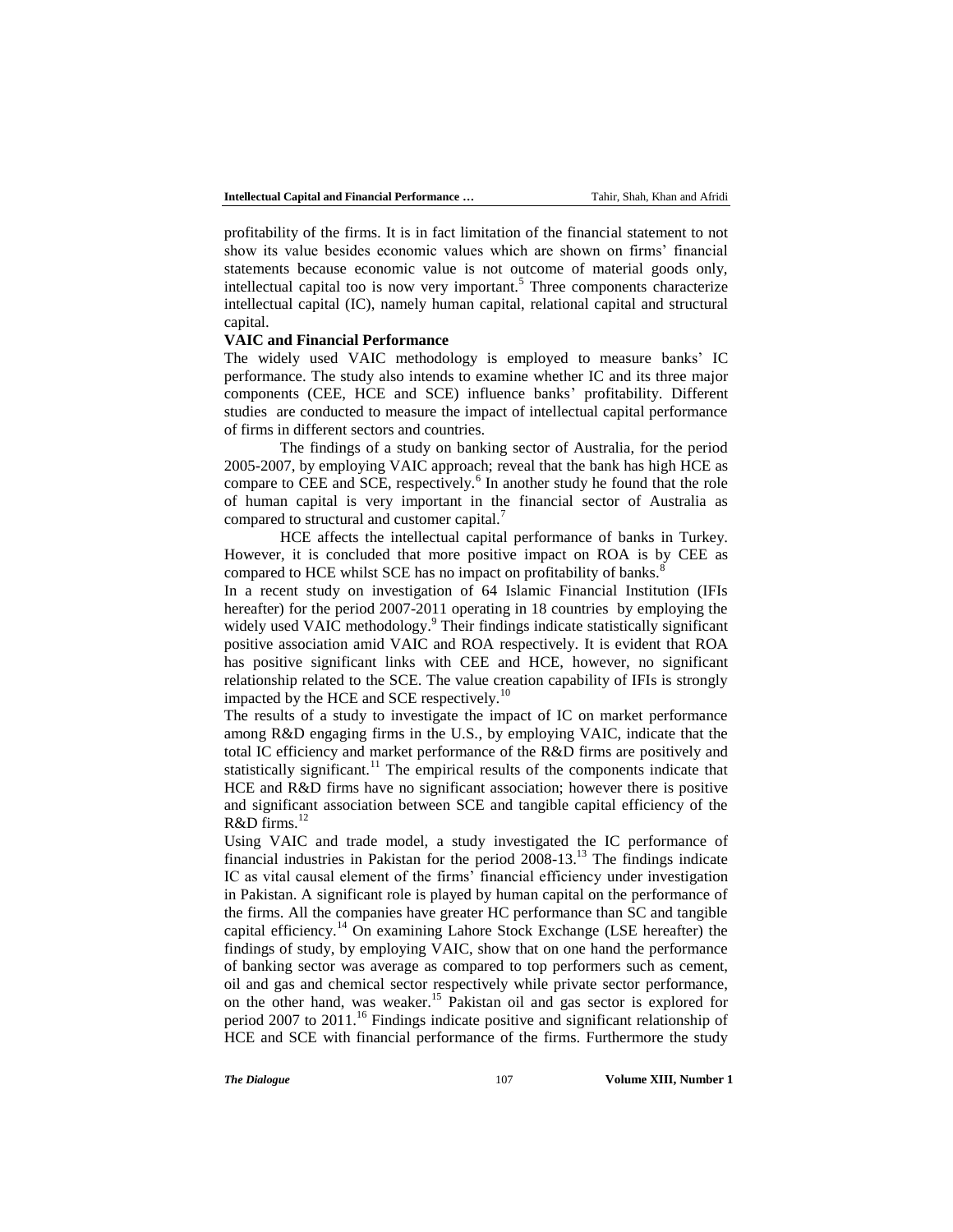profitability of the firms. It is in fact limitation of the financial statement to not show its value besides economic values which are shown on firms' financial statements because economic value is not outcome of material goods only, intellectual capital too is now very important.[5] Three components characterize intellectual capital (IC), namely human capital, relational capital and structural capital.

**VAIC and Financial Performance**

The widely used VAIC methodology is employed to measure banks' IC performance. The study also intends to examine whether IC and its three major components (CEE, HCE and SCE) influence banks' profitability. Different studies are conducted to measure the impact of intellectual capital performance of firms in different sectors and countries.

The findings of a study on banking sector of Australia, for the period 2005-2007, by employing VAIC approach; reveal that the bank has high HCE as compare to CEE and SCE, respectively.[6] In another study he found that the role of human capital is very important in the financial sector of Australia as compared to structural and customer capital.[7]

HCE affects the intellectual capital performance of banks in Turkey. However, it is concluded that more positive impact on ROA is by CEE as compared to HCE whilst SCE has no impact on profitability of banks.[8]

In a recent study on investigation of 64 Islamic Financial Institution (IFIs hereafter) for the period 2007-2011 operating in 18 countries by employing the widely used VAIC methodology.[9] Their findings indicate statistically significant positive association amid VAIC and ROA respectively. It is evident that ROA has positive significant links with CEE and HCE, however, no significant relationship related to the SCE. The value creation capability of IFIs is strongly impacted by the HCE and SCE respectively.[10]

The results of a study to investigate the impact of IC on market performance among R&D engaging firms in the U.S., by employing VAIC, indicate that the total IC efficiency and market performance of the R&D firms are positively and statistically significant.[11] The empirical results of the components indicate that HCE and R&D firms have no significant association; however there is positive and significant association between SCE and tangible capital efficiency of the R&D firms.[12]

Using VAIC and trade model, a study investigated the IC performance of financial industries in Pakistan for the period 2008-13.[13] The findings indicate IC as vital causal element of the firms' financial efficiency under investigation in Pakistan. A significant role is played by human capital on the performance of the firms. All the companies have greater HC performance than SC and tangible capital efficiency.[14] On examining Lahore Stock Exchange (LSE hereafter) the findings of study, by employing VAIC, show that on one hand the performance of banking sector was average as compared to top performers such as cement, oil and gas and chemical sector respectively while private sector performance, on the other hand, was weaker.[15] Pakistan oil and gas sector is explored for period 2007 to 2011.[16] Findings indicate positive and significant relationship of HCE and SCE with financial performance of the firms. Furthermore the study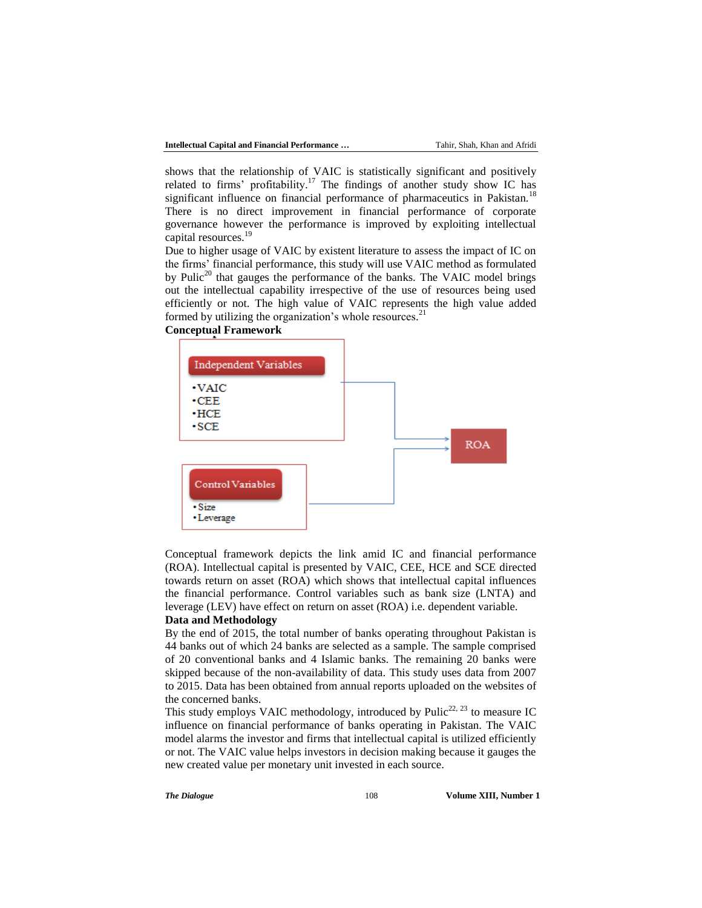shows that the relationship of VAIC is statistically significant and positively related to firms' profitability.[17] The findings of another study show IC has significant influence on financial performance of pharmaceutics in Pakistan.[18] There is no direct improvement in financial performance of corporate governance however the performance is improved by exploiting intellectual capital resources.[19]

Due to higher usage of VAIC by existent literature to assess the impact of IC on the firms' financial performance, this study will use VAIC method as formulated by Pulic[20] that gauges the performance of the banks. The VAIC model brings out the intellectual capability irrespective of the use of resources being used efficiently or not. The high value of VAIC represents the high value added formed by utilizing the organization's whole resources.[21]

**Conceptual Framework**

Independent Variables
- VAIC
- CEE
- HCE
- SCE

Control Variables
- Size
- Leverage

→ ROA

Conceptual framework depicts the link amid IC and financial performance (ROA). Intellectual capital is presented by VAIC, CEE, HCE and SCE directed towards return on asset (ROA) which shows that intellectual capital influences the financial performance. Control variables such as bank size (LNTA) and leverage (LEV) have effect on return on asset (ROA) i.e. dependent variable.

**Data and Methodology**

By the end of 2015, the total number of banks operating throughout Pakistan is 44 banks out of which 24 banks are selected as a sample. The sample comprised of 20 conventional banks and 4 Islamic banks. The remaining 20 banks were skipped because of the non-availability of data. This study uses data from 2007 to 2015. Data has been obtained from annual reports uploaded on the websites of the concerned banks.

This study employs VAIC methodology, introduced by Pulic[22, 23] to measure IC influence on financial performance of banks operating in Pakistan. The VAIC model alarms the investor and firms that intellectual capital is utilized efficiently or not. The VAIC value helps investors in decision making because it gauges the new created value per monetary unit invested in each source.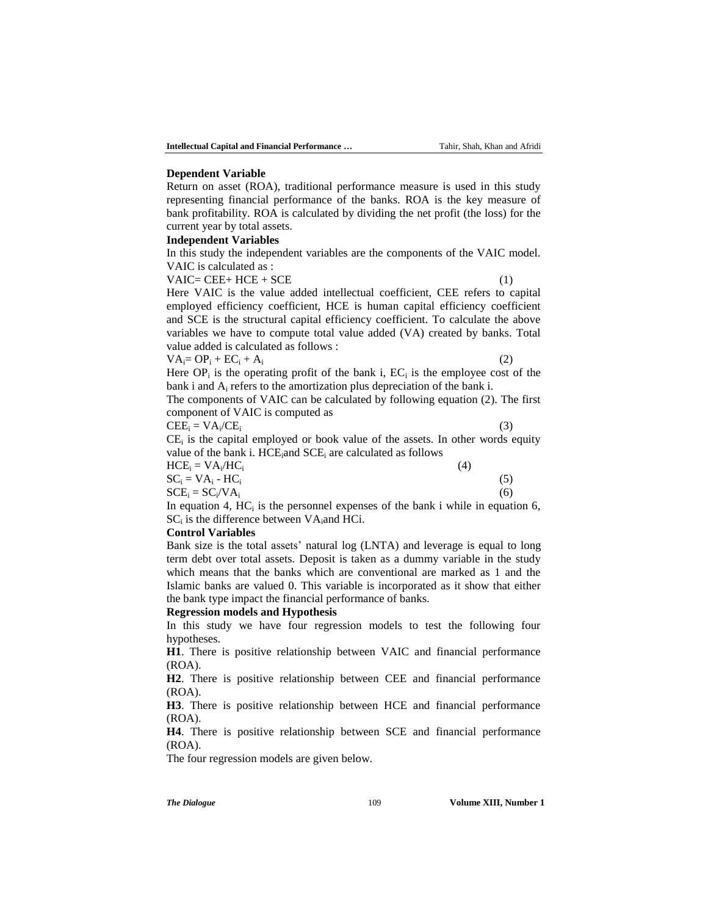**Dependent Variable**

Return on asset (ROA), traditional performance measure is used in this study representing financial performance of the banks. ROA is the key measure of bank profitability. ROA is calculated by dividing the net profit (the loss) for the current year by total assets.

**Independent Variables**

In this study the independent variables are the components of the VAIC model. VAIC is calculated as :

$$VAIC = CEE + HCE + SCE \quad (1)$$

Here VAIC is the value added intellectual coefficient, CEE refers to capital employed efficiency coefficient, HCE is human capital efficiency coefficient and SCE is the structural capital efficiency coefficient. To calculate the above variables we have to compute total value added (VA) created by banks. Total value added is calculated as follows :

$$VA_i = OP_i + EC_i + A_i \quad (2)$$

Here $OP_i$ is the operating profit of the bank i, $EC_i$ is the employee cost of the bank i and $A_i$ refers to the amortization plus depreciation of the bank i.

The components of VAIC can be calculated by following equation (2). The first component of VAIC is computed as

$$CEE_i = VA_i/CE_i \quad (3)$$

$CE_i$ is the capital employed or book value of the assets. In other words equity value of the bank i. $HCE_i$and $SCE_i$ are calculated as follows

$$HCE_i = VA_i/HC_i \quad (4)$$

$$SC_i = VA_i - HC_i \quad (5)$$

$$SCE_i = SC_i/VA_i \quad (6)$$

In equation 4, $HC_i$ is the personnel expenses of the bank i while in equation 6, $SC_i$ is the difference between $VA_i$and HCi.

**Control Variables**

Bank size is the total assets' natural log (LNTA) and leverage is equal to long term debt over total assets. Deposit is taken as a dummy variable in the study which means that the banks which are conventional are marked as 1 and the Islamic banks are valued 0. This variable is incorporated as it show that either the bank type impact the financial performance of banks.

**Regression models and Hypothesis**

In this study we have four regression models to test the following four hypotheses.

**H1**. There is positive relationship between VAIC and financial performance (ROA).

**H2**. There is positive relationship between CEE and financial performance (ROA).

**H3**. There is positive relationship between HCE and financial performance (ROA).

**H4**. There is positive relationship between SCE and financial performance (ROA).

The four regression models are given below.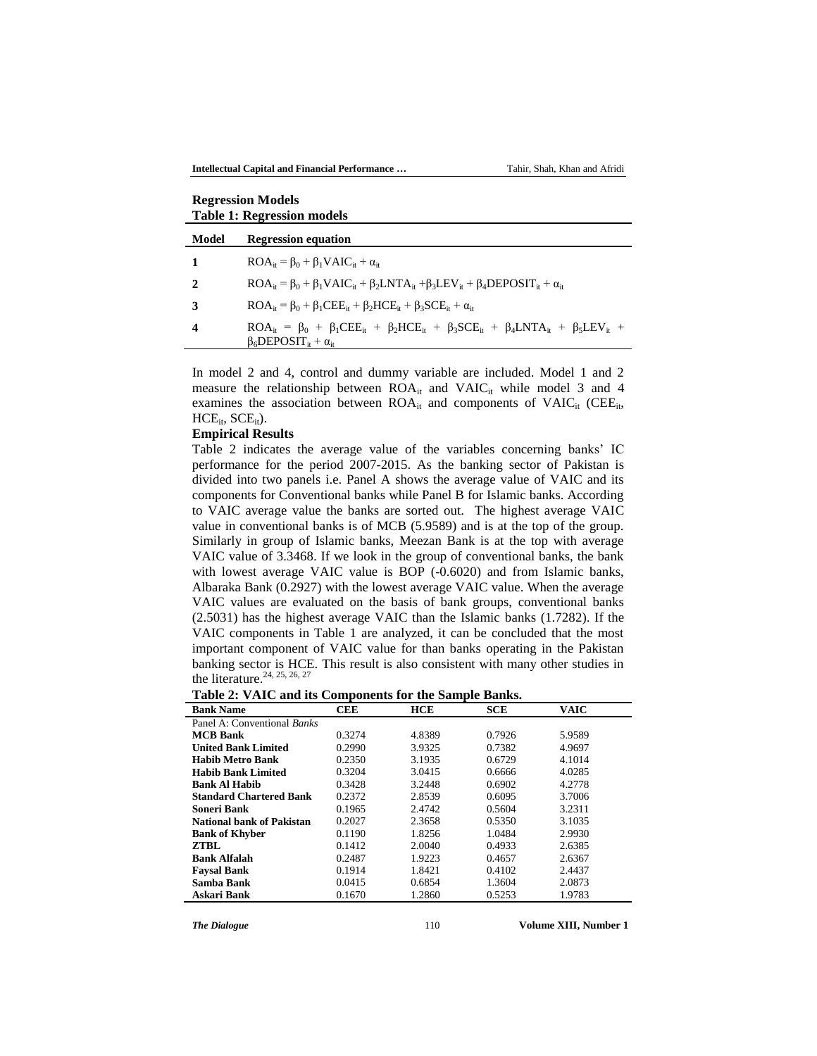**Regression Models**

**Table 1: Regression models**

| Model | Regression equation |
|---|---|
| **1** | $ROA_{it} = \beta_0 + \beta_1 VAIC_{it} + \alpha_{it}$ |
| **2** | $ROA_{it} = \beta_0 + \beta_1 VAIC_{it} + \beta_2 LNTA_{it} + \beta_3 LEV_{it} + \beta_4 DEPOSIT_{it} + \alpha_{it}$ |
| **3** | $ROA_{it} = \beta_0 + \beta_1 CEE_{it} + \beta_2 HCE_{it} + \beta_3 SCE_{it} + \alpha_{it}$ |
| **4** | $ROA_{it} = \beta_0 + \beta_1 CEE_{it} + \beta_2 HCE_{it} + \beta_3 SCE_{it} + \beta_4 LNTA_{it} + \beta_5 LEV_{it} + \beta_6 DEPOSIT_{it} + \alpha_{it}$ |

In model 2 and 4, control and dummy variable are included. Model 1 and 2 measure the relationship between $ROA_{it}$ and $VAIC_{it}$ while model 3 and 4 examines the association between $ROA_{it}$ and components of $VAIC_{it}$ ($CEE_{it}$, $HCE_{it}$, $SCE_{it}$).

**Empirical Results**

Table 2 indicates the average value of the variables concerning banks' IC performance for the period 2007-2015. As the banking sector of Pakistan is divided into two panels i.e. Panel A shows the average value of VAIC and its components for Conventional banks while Panel B for Islamic banks. According to VAIC average value the banks are sorted out. The highest average VAIC value in conventional banks is of MCB (5.9589) and is at the top of the group. Similarly in group of Islamic banks, Meezan Bank is at the top with average VAIC value of 3.3468. If we look in the group of conventional banks, the bank with lowest average VAIC value is BOP (-0.6020) and from Islamic banks, Albaraka Bank (0.2927) with the lowest average VAIC value. When the average VAIC values are evaluated on the basis of bank groups, conventional banks (2.5031) has the highest average VAIC than the Islamic banks (1.7282). If the VAIC components in Table 1 are analyzed, it can be concluded that the most important component of VAIC value for than banks operating in the Pakistan banking sector is HCE. This result is also consistent with many other studies in the literature.[24, 25, 26, 27]

**Table 2: VAIC and its Components for the Sample Banks.**

| Bank Name | CEE | HCE | SCE | VAIC |
|---|---|---|---|---|
| Panel A: Conventional *Banks* | | | | |
| **MCB Bank** | 0.3274 | 4.8389 | 0.7926 | 5.9589 |
| **United Bank Limited** | 0.2990 | 3.9325 | 0.7382 | 4.9697 |
| **Habib Metro Bank** | 0.2350 | 3.1935 | 0.6729 | 4.1014 |
| **Habib Bank Limited** | 0.3204 | 3.0415 | 0.6666 | 4.0285 |
| **Bank Al Habib** | 0.3428 | 3.2448 | 0.6902 | 4.2778 |
| **Standard Chartered Bank** | 0.2372 | 2.8539 | 0.6095 | 3.7006 |
| **Soneri Bank** | 0.1965 | 2.4742 | 0.5604 | 3.2311 |
| **National bank of Pakistan** | 0.2027 | 2.3658 | 0.5350 | 3.1035 |
| **Bank of Khyber** | 0.1190 | 1.8256 | 1.0484 | 2.9930 |
| **ZTBL** | 0.1412 | 2.0040 | 0.4933 | 2.6385 |
| **Bank Alfalah** | 0.2487 | 1.9223 | 0.4657 | 2.6367 |
| **Faysal Bank** | 0.1914 | 1.8421 | 0.4102 | 2.4437 |
| **Samba Bank** | 0.0415 | 0.6854 | 1.3604 | 2.0873 |
| **Askari Bank** | 0.1670 | 1.2860 | 0.5253 | 1.9783 |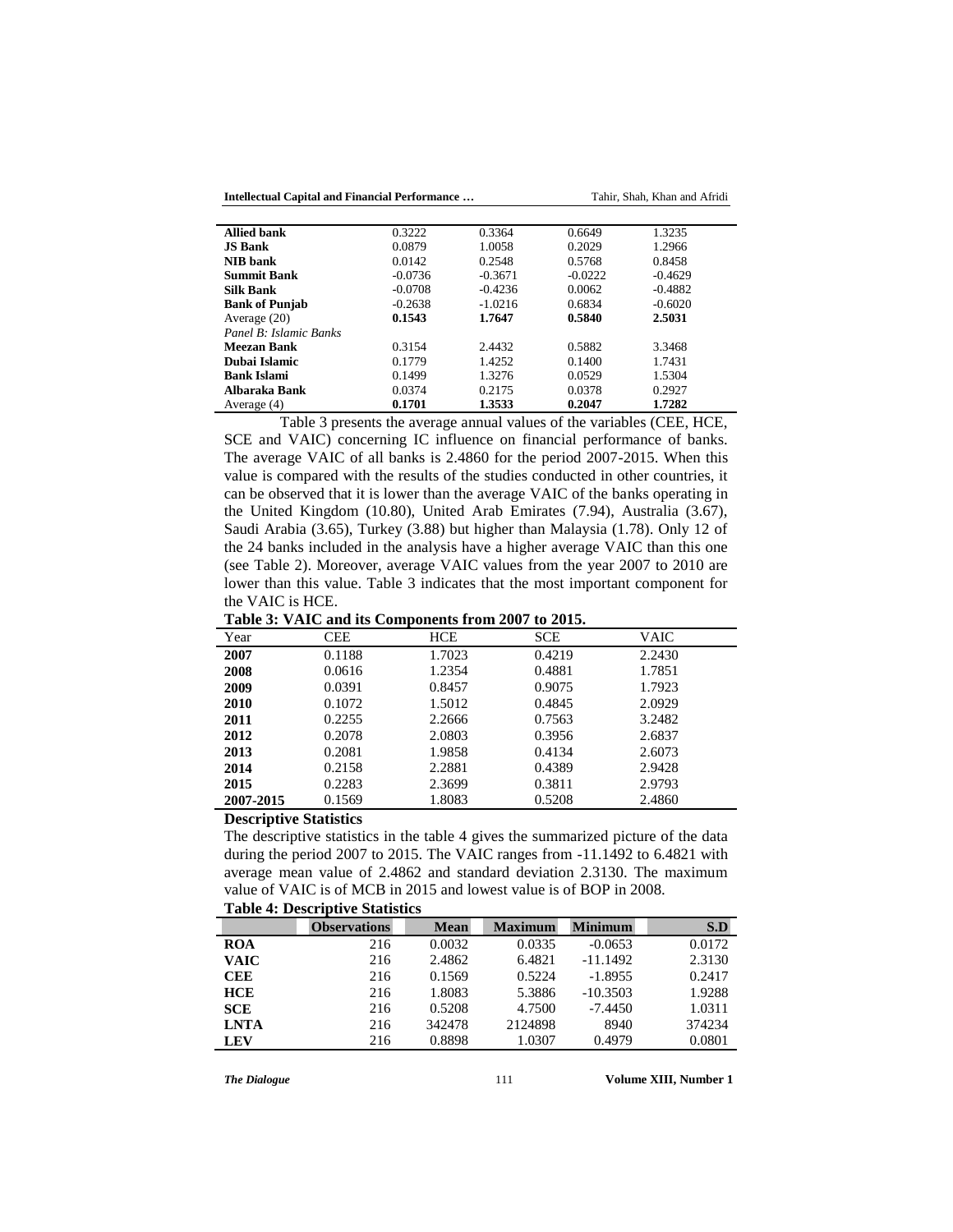| | | | | |
|---|---|---|---|---|
| **Allied bank** | 0.3222 | 0.3364 | 0.6649 | 1.3235 |
| **JS Bank** | 0.0879 | 1.0058 | 0.2029 | 1.2966 |
| **NIB bank** | 0.0142 | 0.2548 | 0.5768 | 0.8458 |
| **Summit Bank** | -0.0736 | -0.3671 | -0.0222 | -0.4629 |
| **Silk Bank** | -0.0708 | -0.4236 | 0.0062 | -0.4882 |
| **Bank of Punjab** | -0.2638 | -1.0216 | 0.6834 | -0.6020 |
| Average (20) | **0.1543** | **1.7647** | **0.5840** | **2.5031** |
| *Panel B: Islamic Banks* | | | | |
| **Meezan Bank** | 0.3154 | 2.4432 | 0.5882 | 3.3468 |
| **Dubai Islamic** | 0.1779 | 1.4252 | 0.1400 | 1.7431 |
| **Bank Islami** | 0.1499 | 1.3276 | 0.0529 | 1.5304 |
| **Albaraka Bank** | 0.0374 | 0.2175 | 0.0378 | 0.2927 |
| Average (4) | **0.1701** | **1.3533** | **0.2047** | **1.7282** |

Table 3 presents the average annual values of the variables (CEE, HCE, SCE and VAIC) concerning IC influence on financial performance of banks. The average VAIC of all banks is 2.4860 for the period 2007-2015. When this value is compared with the results of the studies conducted in other countries, it can be observed that it is lower than the average VAIC of the banks operating in the United Kingdom (10.80), United Arab Emirates (7.94), Australia (3.67), Saudi Arabia (3.65), Turkey (3.88) but higher than Malaysia (1.78). Only 12 of the 24 banks included in the analysis have a higher average VAIC than this one (see Table 2). Moreover, average VAIC values from the year 2007 to 2010 are lower than this value. Table 3 indicates that the most important component for the VAIC is HCE.

**Table 3: VAIC and its Components from 2007 to 2015.**

| Year | CEE | HCE | SCE | VAIC |
|---|---|---|---|---|
| **2007** | 0.1188 | 1.7023 | 0.4219 | 2.2430 |
| **2008** | 0.0616 | 1.2354 | 0.4881 | 1.7851 |
| **2009** | 0.0391 | 0.8457 | 0.9075 | 1.7923 |
| **2010** | 0.1072 | 1.5012 | 0.4845 | 2.0929 |
| **2011** | 0.2255 | 2.2666 | 0.7563 | 3.2482 |
| **2012** | 0.2078 | 2.0803 | 0.3956 | 2.6837 |
| **2013** | 0.2081 | 1.9858 | 0.4134 | 2.6073 |
| **2014** | 0.2158 | 2.2881 | 0.4389 | 2.9428 |
| **2015** | 0.2283 | 2.3699 | 0.3811 | 2.9793 |
| **2007-2015** | 0.1569 | 1.8083 | 0.5208 | 2.4860 |

### Descriptive Statistics

The descriptive statistics in the table 4 gives the summarized picture of the data during the period 2007 to 2015. The VAIC ranges from -11.1492 to 6.4821 with average mean value of 2.4862 and standard deviation 2.3130. The maximum value of VAIC is of MCB in 2015 and lowest value is of BOP in 2008.

**Table 4: Descriptive Statistics**

| | Observations | Mean | Maximum | Minimum | S.D |
|---|---|---|---|---|---|
| **ROA** | 216 | 0.0032 | 0.0335 | -0.0653 | 0.0172 |
| **VAIC** | 216 | 2.4862 | 6.4821 | -11.1492 | 2.3130 |
| **CEE** | 216 | 0.1569 | 0.5224 | -1.8955 | 0.2417 |
| **HCE** | 216 | 1.8083 | 5.3886 | -10.3503 | 1.9288 |
| **SCE** | 216 | 0.5208 | 4.7500 | -7.4450 | 1.0311 |
| **LNTA** | 216 | 342478 | 2124898 | 8940 | 374234 |
| **LEV** | 216 | 0.8898 | 1.0307 | 0.4979 | 0.0801 |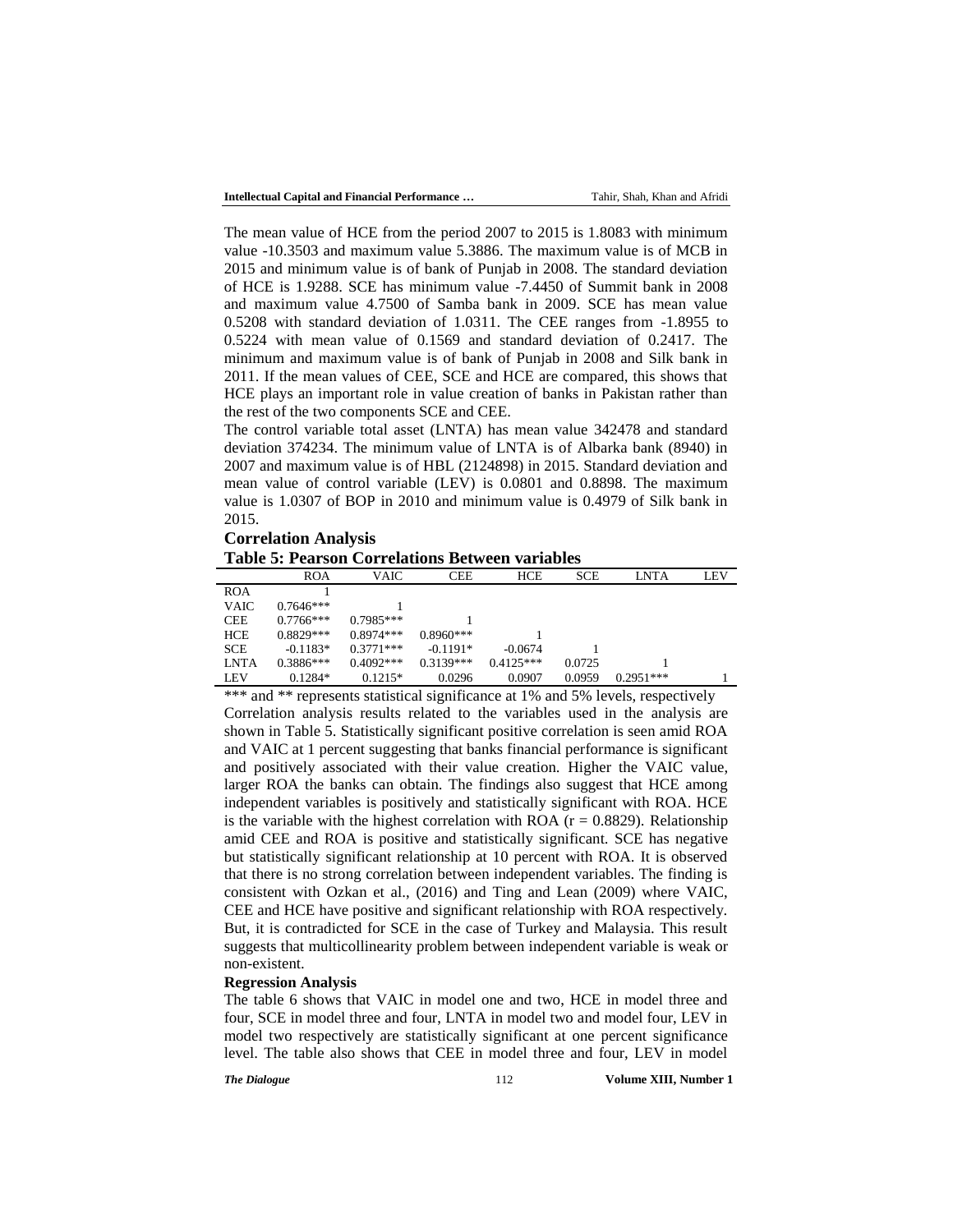The mean value of HCE from the period 2007 to 2015 is 1.8083 with minimum value -10.3503 and maximum value 5.3886. The maximum value is of MCB in 2015 and minimum value is of bank of Punjab in 2008. The standard deviation of HCE is 1.9288. SCE has minimum value -7.4450 of Summit bank in 2008 and maximum value 4.7500 of Samba bank in 2009. SCE has mean value 0.5208 with standard deviation of 1.0311. The CEE ranges from -1.8955 to 0.5224 with mean value of 0.1569 and standard deviation of 0.2417. The minimum and maximum value is of bank of Punjab in 2008 and Silk bank in 2011. If the mean values of CEE, SCE and HCE are compared, this shows that HCE plays an important role in value creation of banks in Pakistan rather than the rest of the two components SCE and CEE.

The control variable total asset (LNTA) has mean value 342478 and standard deviation 374234. The minimum value of LNTA is of Albarka bank (8940) in 2007 and maximum value is of HBL (2124898) in 2015. Standard deviation and mean value of control variable (LEV) is 0.0801 and 0.8898. The maximum value is 1.0307 of BOP in 2010 and minimum value is 0.4979 of Silk bank in 2015.

## Correlation Analysis

**Table 5: Pearson Correlations Between variables**

| | ROA | VAIC | CEE | HCE | SCE | LNTA | LEV |
|---|---|---|---|---|---|---|---|
| ROA | 1 | | | | | | |
| VAIC | 0.7646*** | 1 | | | | | |
| CEE | 0.7766*** | 0.7985*** | 1 | | | | |
| HCE | 0.8829*** | 0.8974*** | 0.8960*** | 1 | | | |
| SCE | -0.1183* | 0.3771*** | -0.1191* | -0.0674 | 1 | | |
| LNTA | 0.3886*** | 0.4092*** | 0.3139*** | 0.4125*** | 0.0725 | 1 | |
| LEV | 0.1284* | 0.1215* | 0.0296 | 0.0907 | 0.0959 | 0.2951*** | 1 |

*** and ** represents statistical significance at 1% and 5% levels, respectively

Correlation analysis results related to the variables used in the analysis are shown in Table 5. Statistically significant positive correlation is seen amid ROA and VAIC at 1 percent suggesting that banks financial performance is significant and positively associated with their value creation. Higher the VAIC value, larger ROA the banks can obtain. The findings also suggest that HCE among independent variables is positively and statistically significant with ROA. HCE is the variable with the highest correlation with ROA ($r = 0.8829$). Relationship amid CEE and ROA is positive and statistically significant. SCE has negative but statistically significant relationship at 10 percent with ROA. It is observed that there is no strong correlation between independent variables. The finding is consistent with Ozkan et al., (2016) and Ting and Lean (2009) where VAIC, CEE and HCE have positive and significant relationship with ROA respectively. But, it is contradicted for SCE in the case of Turkey and Malaysia. This result suggests that multicollinearity problem between independent variable is weak or non-existent.

### Regression Analysis

The table 6 shows that VAIC in model one and two, HCE in model three and four, SCE in model three and four, LNTA in model two and model four, LEV in model two respectively are statistically significant at one percent significance level. The table also shows that CEE in model three and four, LEV in model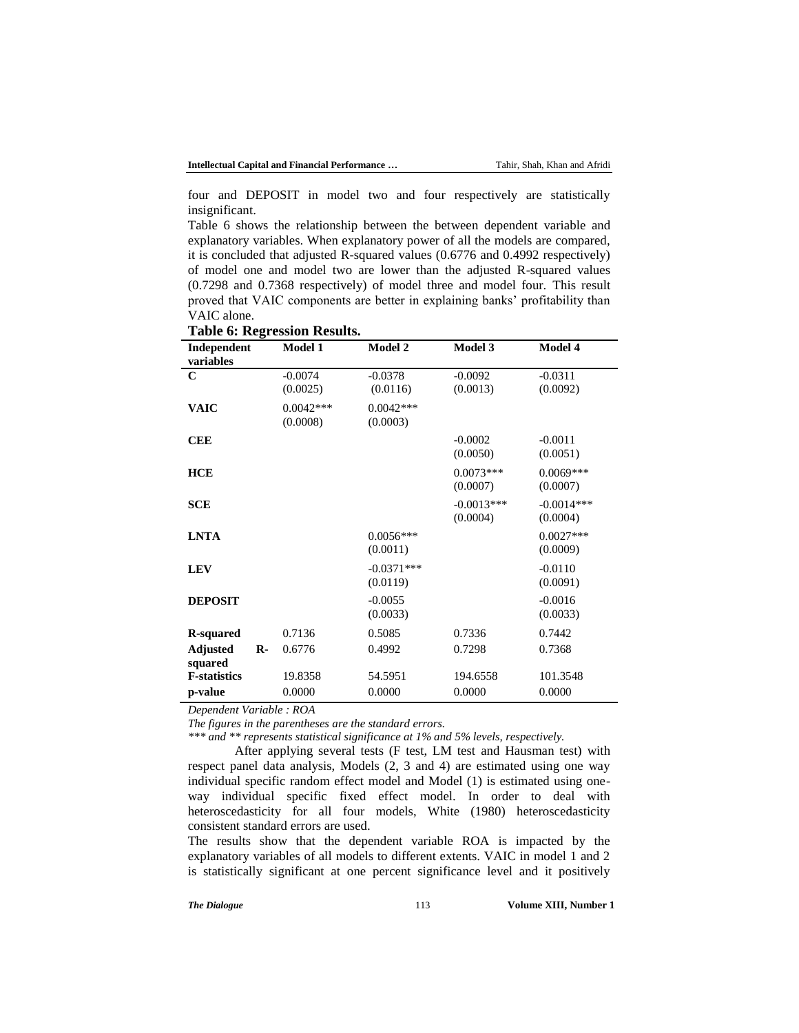four and DEPOSIT in model two and four respectively are statistically insignificant.

Table 6 shows the relationship between the between dependent variable and explanatory variables. When explanatory power of all the models are compared, it is concluded that adjusted R-squared values (0.6776 and 0.4992 respectively) of model one and model two are lower than the adjusted R-squared values (0.7298 and 0.7368 respectively) of model three and model four. This result proved that VAIC components are better in explaining banks' profitability than VAIC alone.

**Table 6: Regression Results.**

| Independent variables | Model 1 | Model 2 | Model 3 | Model 4 |
|---|---|---|---|---|
| **C** | -0.0074 (0.0025) | -0.0378 (0.0116) | -0.0092 (0.0013) | -0.0311 (0.0092) |
| **VAIC** | 0.0042*** (0.0008) | 0.0042*** (0.0003) | | |
| **CEE** | | | -0.0002 (0.0050) | -0.0011 (0.0051) |
| **HCE** | | | 0.0073*** (0.0007) | 0.0069*** (0.0007) |
| **SCE** | | | -0.0013*** (0.0004) | -0.0014*** (0.0004) |
| **LNTA** | | 0.0056*** (0.0011) | | 0.0027*** (0.0009) |
| **LEV** | | -0.0371*** (0.0119) | | -0.0110 (0.0091) |
| **DEPOSIT** | | -0.0055 (0.0033) | | -0.0016 (0.0033) |
| **R-squared** | 0.7136 | 0.5085 | 0.7336 | 0.7442 |
| **Adjusted R-squared** | 0.6776 | 0.4992 | 0.7298 | 0.7368 |
| **F-statistics** | 19.8358 | 54.5951 | 194.6558 | 101.3548 |
| **p-value** | 0.0000 | 0.0000 | 0.0000 | 0.0000 |

*Dependent Variable : ROA*

*The figures in the parentheses are the standard errors.*

*\*\*\* and \*\* represents statistical significance at 1% and 5% levels, respectively.*

After applying several tests (F test, LM test and Hausman test) with respect panel data analysis, Models (2, 3 and 4) are estimated using one way individual specific random effect model and Model (1) is estimated using one-way individual specific fixed effect model. In order to deal with heteroscedasticity for all four models, White (1980) heteroscedasticity consistent standard errors are used.

The results show that the dependent variable ROA is impacted by the explanatory variables of all models to different extents. VAIC in model 1 and 2 is statistically significant at one percent significance level and it positively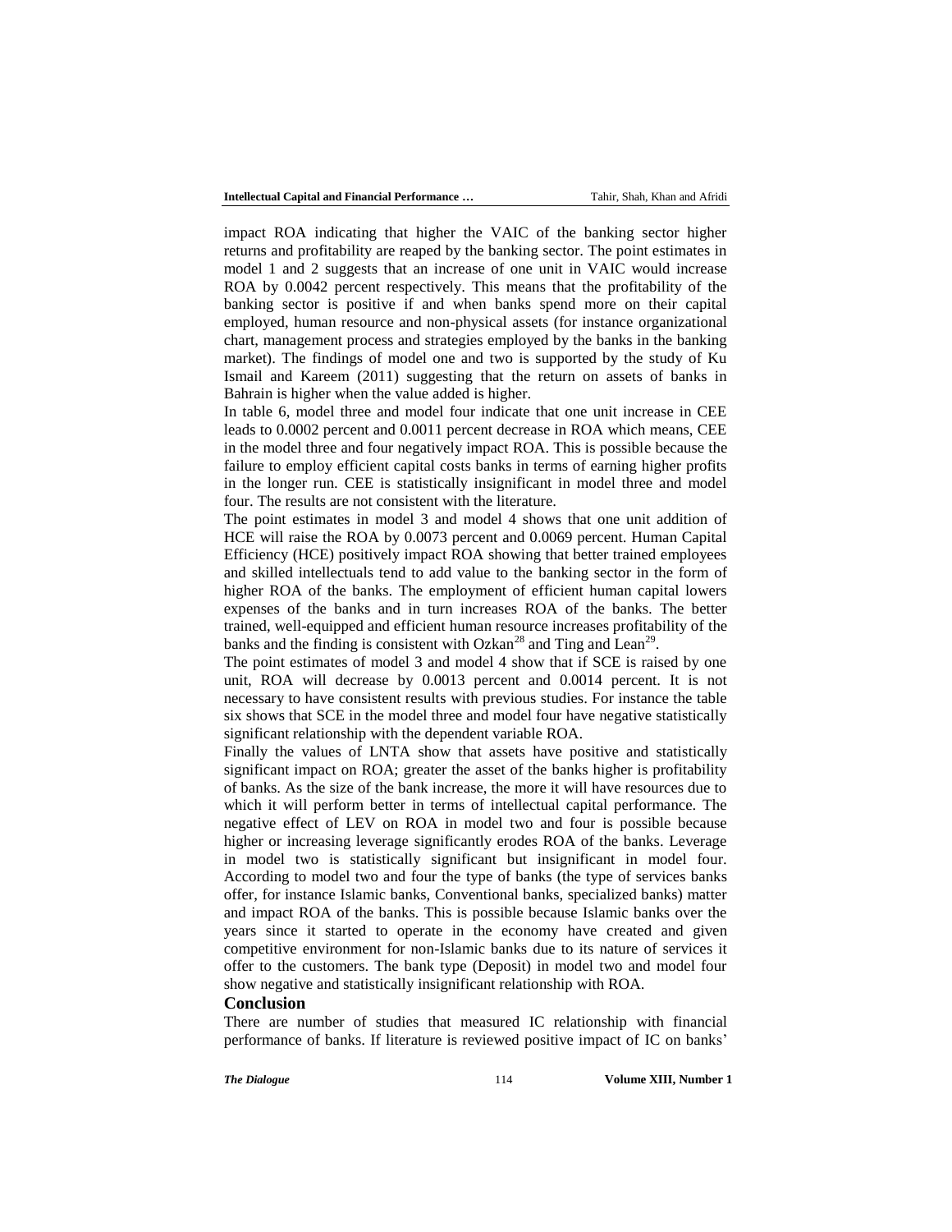impact ROA indicating that higher the VAIC of the banking sector higher returns and profitability are reaped by the banking sector. The point estimates in model 1 and 2 suggests that an increase of one unit in VAIC would increase ROA by 0.0042 percent respectively. This means that the profitability of the banking sector is positive if and when banks spend more on their capital employed, human resource and non-physical assets (for instance organizational chart, management process and strategies employed by the banks in the banking market). The findings of model one and two is supported by the study of Ku Ismail and Kareem (2011) suggesting that the return on assets of banks in Bahrain is higher when the value added is higher.

In table 6, model three and model four indicate that one unit increase in CEE leads to 0.0002 percent and 0.0011 percent decrease in ROA which means, CEE in the model three and four negatively impact ROA. This is possible because the failure to employ efficient capital costs banks in terms of earning higher profits in the longer run. CEE is statistically insignificant in model three and model four. The results are not consistent with the literature.

The point estimates in model 3 and model 4 shows that one unit addition of HCE will raise the ROA by 0.0073 percent and 0.0069 percent. Human Capital Efficiency (HCE) positively impact ROA showing that better trained employees and skilled intellectuals tend to add value to the banking sector in the form of higher ROA of the banks. The employment of efficient human capital lowers expenses of the banks and in turn increases ROA of the banks. The better trained, well-equipped and efficient human resource increases profitability of the banks and the finding is consistent with Ozkan[28] and Ting and Lean[29].

The point estimates of model 3 and model 4 show that if SCE is raised by one unit, ROA will decrease by 0.0013 percent and 0.0014 percent. It is not necessary to have consistent results with previous studies. For instance the table six shows that SCE in the model three and model four have negative statistically significant relationship with the dependent variable ROA.

Finally the values of LNTA show that assets have positive and statistically significant impact on ROA; greater the asset of the banks higher is profitability of banks. As the size of the bank increase, the more it will have resources due to which it will perform better in terms of intellectual capital performance. The negative effect of LEV on ROA in model two and four is possible because higher or increasing leverage significantly erodes ROA of the banks. Leverage in model two is statistically significant but insignificant in model four. According to model two and four the type of banks (the type of services banks offer, for instance Islamic banks, Conventional banks, specialized banks) matter and impact ROA of the banks. This is possible because Islamic banks over the years since it started to operate in the economy have created and given competitive environment for non-Islamic banks due to its nature of services it offer to the customers. The bank type (Deposit) in model two and model four show negative and statistically insignificant relationship with ROA.

## Conclusion

There are number of studies that measured IC relationship with financial performance of banks. If literature is reviewed positive impact of IC on banks'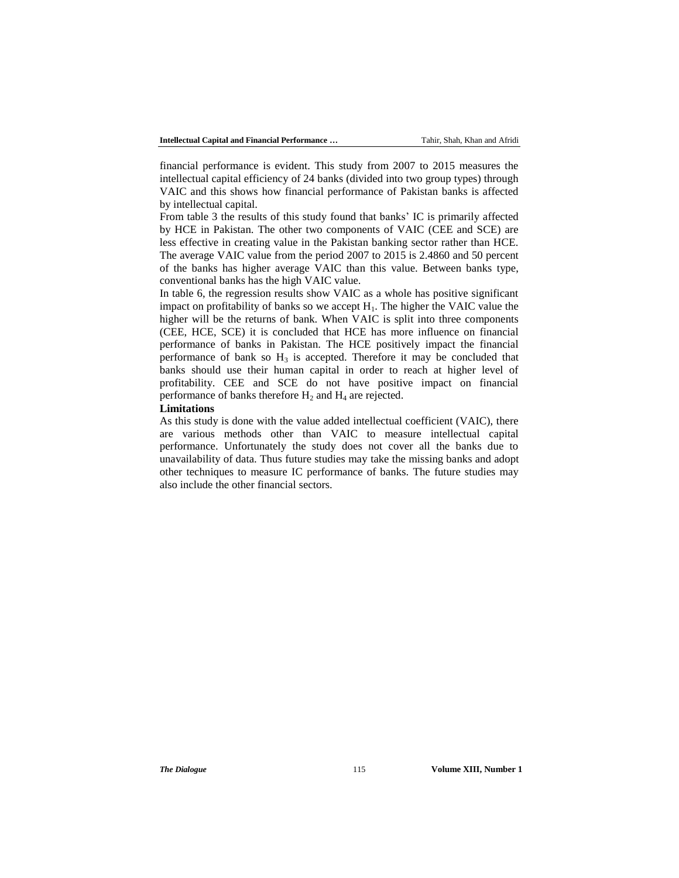financial performance is evident. This study from 2007 to 2015 measures the intellectual capital efficiency of 24 banks (divided into two group types) through VAIC and this shows how financial performance of Pakistan banks is affected by intellectual capital.

From table 3 the results of this study found that banks' IC is primarily affected by HCE in Pakistan. The other two components of VAIC (CEE and SCE) are less effective in creating value in the Pakistan banking sector rather than HCE. The average VAIC value from the period 2007 to 2015 is 2.4860 and 50 percent of the banks has higher average VAIC than this value. Between banks type, conventional banks has the high VAIC value.

In table 6, the regression results show VAIC as a whole has positive significant impact on profitability of banks so we accept $H_1$. The higher the VAIC value the higher will be the returns of bank. When VAIC is split into three components (CEE, HCE, SCE) it is concluded that HCE has more influence on financial performance of banks in Pakistan. The HCE positively impact the financial performance of bank so $H_3$ is accepted. Therefore it may be concluded that banks should use their human capital in order to reach at higher level of profitability. CEE and SCE do not have positive impact on financial performance of banks therefore $H_2$ and $H_4$ are rejected.

**Limitations**

As this study is done with the value added intellectual coefficient (VAIC), there are various methods other than VAIC to measure intellectual capital performance. Unfortunately the study does not cover all the banks due to unavailability of data. Thus future studies may take the missing banks and adopt other techniques to measure IC performance of banks. The future studies may also include the other financial sectors.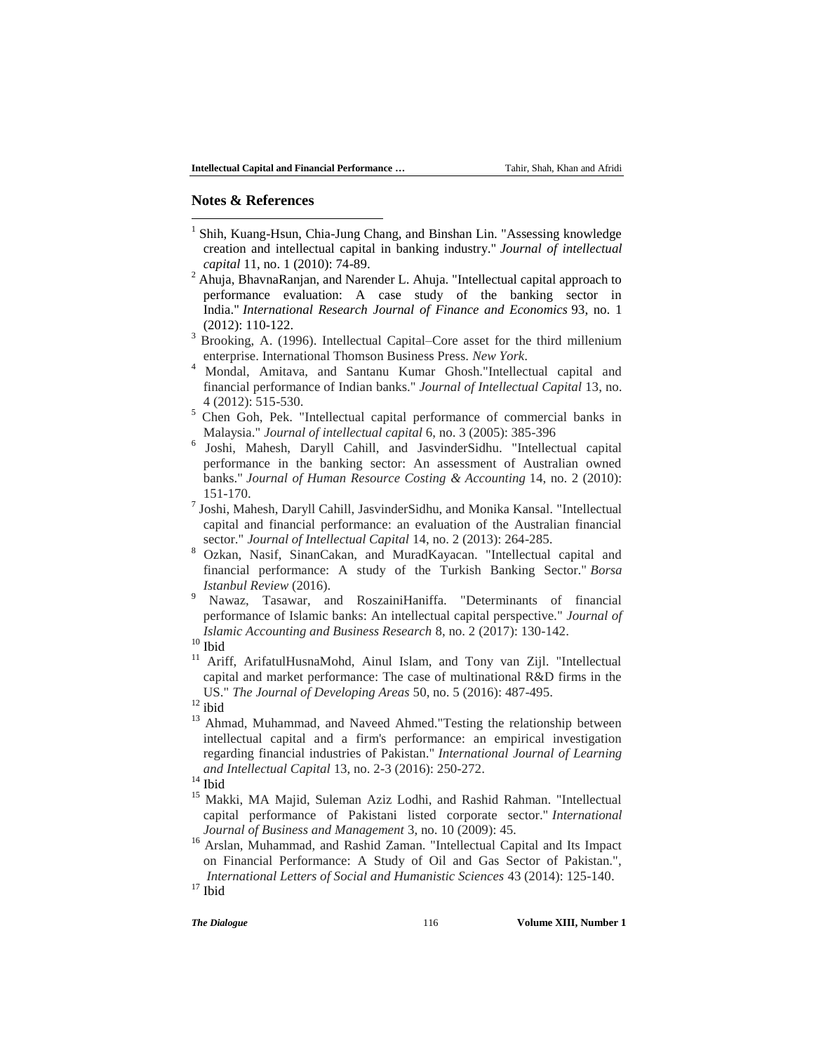## Notes & References

[1] Shih, Kuang-Hsun, Chia-Jung Chang, and Binshan Lin. "Assessing knowledge creation and intellectual capital in banking industry." *Journal of intellectual capital* 11, no. 1 (2010): 74-89.

[2] Ahuja, BhavnaRanjan, and Narender L. Ahuja. "Intellectual capital approach to performance evaluation: A case study of the banking sector in India." *International Research Journal of Finance and Economics* 93, no. 1 (2012): 110-122.

[3] Brooking, A. (1996). Intellectual Capital–Core asset for the third millenium enterprise. International Thomson Business Press. *New York*.

[4] Mondal, Amitava, and Santanu Kumar Ghosh."Intellectual capital and financial performance of Indian banks." *Journal of Intellectual Capital* 13, no. 4 (2012): 515-530.

[5] Chen Goh, Pek. "Intellectual capital performance of commercial banks in Malaysia." *Journal of intellectual capital* 6, no. 3 (2005): 385-396

[6] Joshi, Mahesh, Daryll Cahill, and JasvinderSidhu. "Intellectual capital performance in the banking sector: An assessment of Australian owned banks." *Journal of Human Resource Costing & Accounting* 14, no. 2 (2010): 151-170.

[7] Joshi, Mahesh, Daryll Cahill, JasvinderSidhu, and Monika Kansal. "Intellectual capital and financial performance: an evaluation of the Australian financial sector." *Journal of Intellectual Capital* 14, no. 2 (2013): 264-285.

[8] Ozkan, Nasif, SinanCakan, and MuradKayacan. "Intellectual capital and financial performance: A study of the Turkish Banking Sector." *Borsa Istanbul Review* (2016).

[9] Nawaz, Tasawar, and RoszainiHaniffa. "Determinants of financial performance of Islamic banks: An intellectual capital perspective." *Journal of Islamic Accounting and Business Research* 8, no. 2 (2017): 130-142.

[10] Ibid

[11] Ariff, ArifatulHusnaMohd, Ainul Islam, and Tony van Zijl. "Intellectual capital and market performance: The case of multinational R&D firms in the US." *The Journal of Developing Areas* 50, no. 5 (2016): 487-495.

[12] ibid

[13] Ahmad, Muhammad, and Naveed Ahmed."Testing the relationship between intellectual capital and a firm's performance: an empirical investigation regarding financial industries of Pakistan." *International Journal of Learning and Intellectual Capital* 13, no. 2-3 (2016): 250-272.

[14] Ibid

[15] Makki, MA Majid, Suleman Aziz Lodhi, and Rashid Rahman. "Intellectual capital performance of Pakistani listed corporate sector." *International Journal of Business and Management* 3, no. 10 (2009): 45.

[16] Arslan, Muhammad, and Rashid Zaman. "Intellectual Capital and Its Impact on Financial Performance: A Study of Oil and Gas Sector of Pakistan.", *International Letters of Social and Humanistic Sciences* 43 (2014): 125-140.

[17] Ibid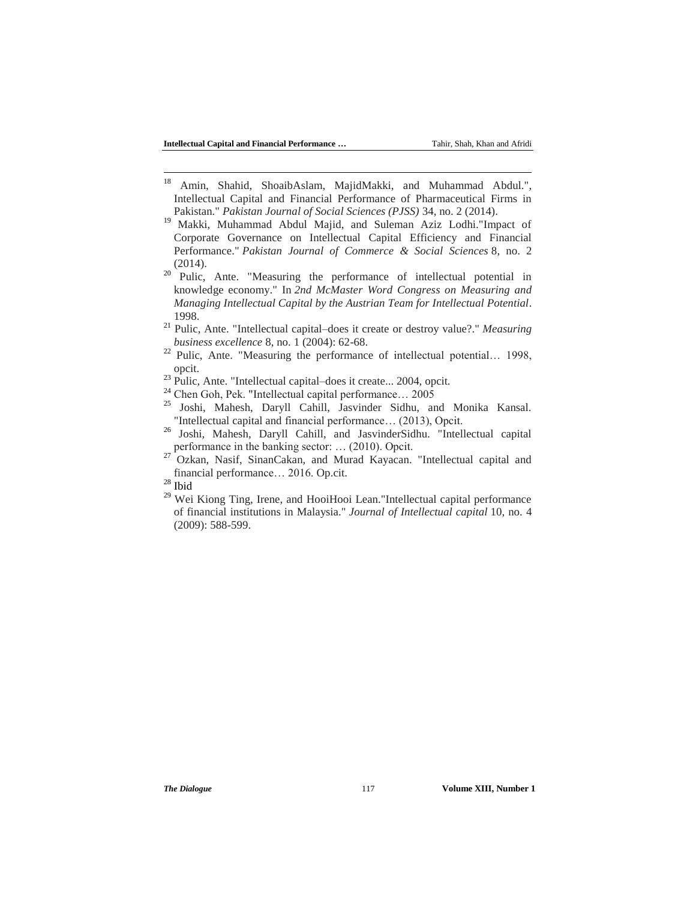[18] Amin, Shahid, ShoaibAslam, MajidMakki, and Muhammad Abdul.", Intellectual Capital and Financial Performance of Pharmaceutical Firms in Pakistan." *Pakistan Journal of Social Sciences (PJSS)* 34, no. 2 (2014).

[19] Makki, Muhammad Abdul Majid, and Suleman Aziz Lodhi."Impact of Corporate Governance on Intellectual Capital Efficiency and Financial Performance." *Pakistan Journal of Commerce & Social Sciences* 8, no. 2 (2014).

[20] Pulic, Ante. "Measuring the performance of intellectual potential in knowledge economy." In *2nd McMaster Word Congress on Measuring and Managing Intellectual Capital by the Austrian Team for Intellectual Potential*. 1998.

[21] Pulic, Ante. "Intellectual capital–does it create or destroy value?." *Measuring business excellence* 8, no. 1 (2004): 62-68.

[22] Pulic, Ante. "Measuring the performance of intellectual potential… 1998, opcit.

[23] Pulic, Ante. "Intellectual capital–does it create... 2004, opcit.

[24] Chen Goh, Pek. "Intellectual capital performance… 2005

[25] Joshi, Mahesh, Daryll Cahill, Jasvinder Sidhu, and Monika Kansal. "Intellectual capital and financial performance… (2013), Opcit.

[26] Joshi, Mahesh, Daryll Cahill, and JasvinderSidhu. "Intellectual capital performance in the banking sector: … (2010). Opcit.

[27] Ozkan, Nasif, SinanCakan, and Murad Kayacan. "Intellectual capital and financial performance… 2016. Op.cit.

[28] Ibid

[29] Wei Kiong Ting, Irene, and HooiHooi Lean."Intellectual capital performance of financial institutions in Malaysia." *Journal of Intellectual capital* 10, no. 4 (2009): 588-599.